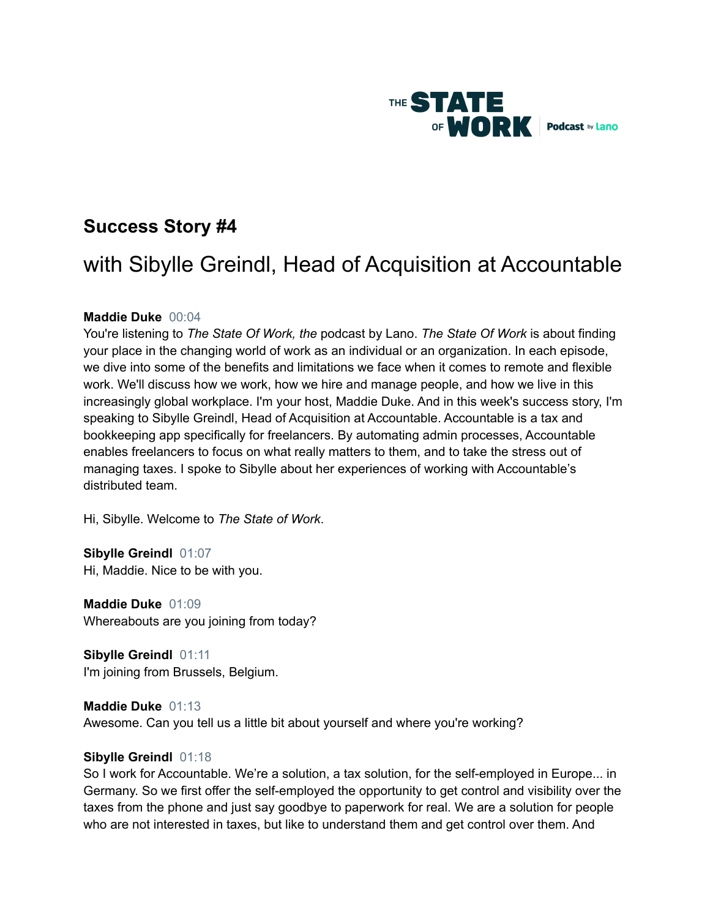# Success Story #4

## with Sibylle Greindl, Head of Acquisition at Accountable

**Maddie Duke** 00:04
You're listening to *The State Of Work, the* podcast by Lano. *The State Of Work* is about finding your place in the changing world of work as an individual or an organization. In each episode, we dive into some of the benefits and limitations we face when it comes to remote and flexible work. We'll discuss how we work, how we hire and manage people, and how we live in this increasingly global workplace. I'm your host, Maddie Duke. And in this week's success story, I'm speaking to Sibylle Greindl, Head of Acquisition at Accountable. Accountable is a tax and bookkeeping app specifically for freelancers. By automating admin processes, Accountable enables freelancers to focus on what really matters to them, and to take the stress out of managing taxes. I spoke to Sibylle about her experiences of working with Accountable's distributed team.

Hi, Sibylle. Welcome to *The State of Work*.

**Sibylle Greindl** 01:07
Hi, Maddie. Nice to be with you.

**Maddie Duke** 01:09
Whereabouts are you joining from today?

**Sibylle Greindl** 01:11
I'm joining from Brussels, Belgium.

**Maddie Duke** 01:13
Awesome. Can you tell us a little bit about yourself and where you're working?

**Sibylle Greindl** 01:18
So I work for Accountable. We're a solution, a tax solution, for the self-employed in Europe... in Germany. So we first offer the self-employed the opportunity to get control and visibility over the taxes from the phone and just say goodbye to paperwork for real. We are a solution for people who are not interested in taxes, but like to understand them and get control over them. And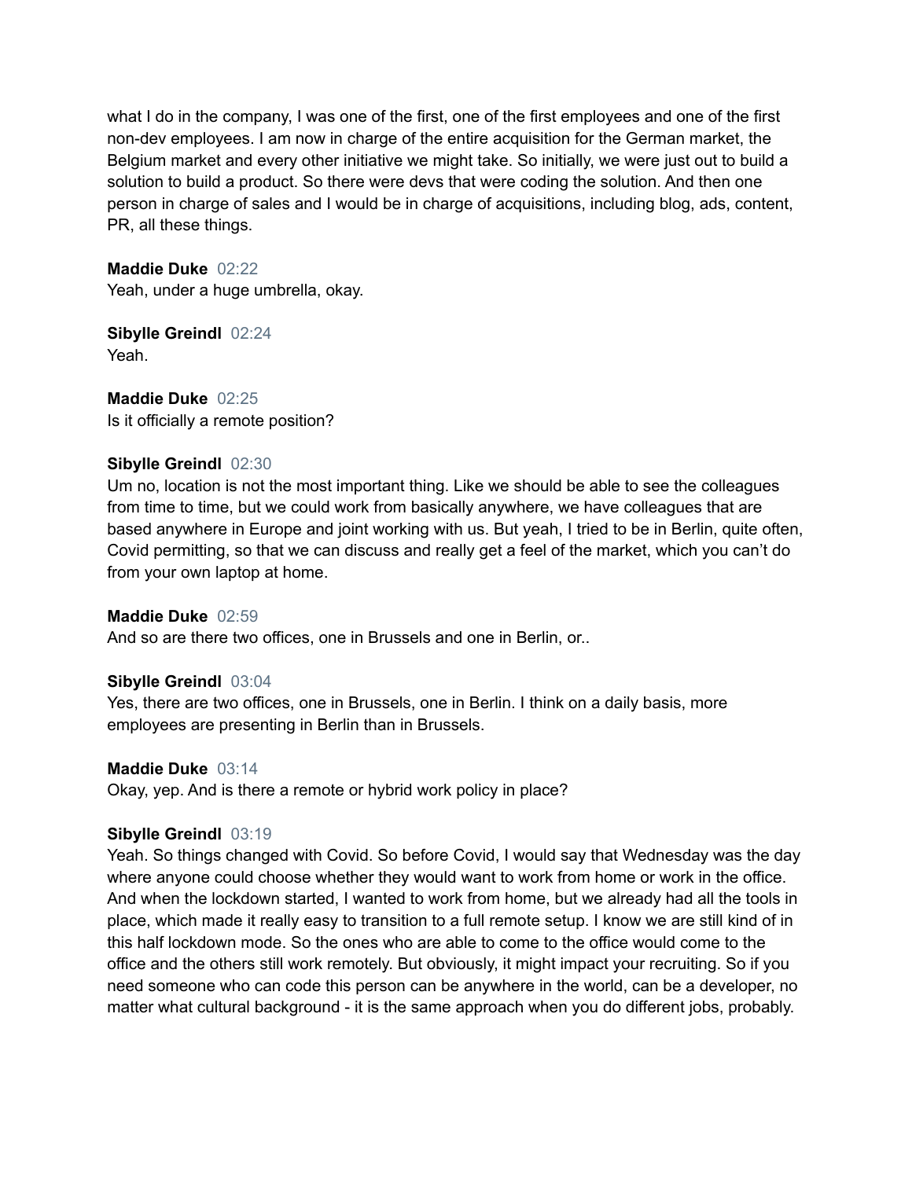what I do in the company, I was one of the first, one of the first employees and one of the first non-dev employees. I am now in charge of the entire acquisition for the German market, the Belgium market and every other initiative we might take. So initially, we were just out to build a solution to build a product. So there were devs that were coding the solution. And then one person in charge of sales and I would be in charge of acquisitions, including blog, ads, content, PR, all these things.

**Maddie Duke** 02:22
Yeah, under a huge umbrella, okay.

**Sibylle Greindl** 02:24
Yeah.

**Maddie Duke** 02:25
Is it officially a remote position?

**Sibylle Greindl** 02:30
Um no, location is not the most important thing. Like we should be able to see the colleagues from time to time, but we could work from basically anywhere, we have colleagues that are based anywhere in Europe and joint working with us. But yeah, I tried to be in Berlin, quite often, Covid permitting, so that we can discuss and really get a feel of the market, which you can't do from your own laptop at home.

**Maddie Duke** 02:59
And so are there two offices, one in Brussels and one in Berlin, or..

**Sibylle Greindl** 03:04
Yes, there are two offices, one in Brussels, one in Berlin. I think on a daily basis, more employees are presenting in Berlin than in Brussels.

**Maddie Duke** 03:14
Okay, yep. And is there a remote or hybrid work policy in place?

**Sibylle Greindl** 03:19
Yeah. So things changed with Covid. So before Covid, I would say that Wednesday was the day where anyone could choose whether they would want to work from home or work in the office. And when the lockdown started, I wanted to work from home, but we already had all the tools in place, which made it really easy to transition to a full remote setup. I know we are still kind of in this half lockdown mode. So the ones who are able to come to the office would come to the office and the others still work remotely. But obviously, it might impact your recruiting. So if you need someone who can code this person can be anywhere in the world, can be a developer, no matter what cultural background - it is the same approach when you do different jobs, probably.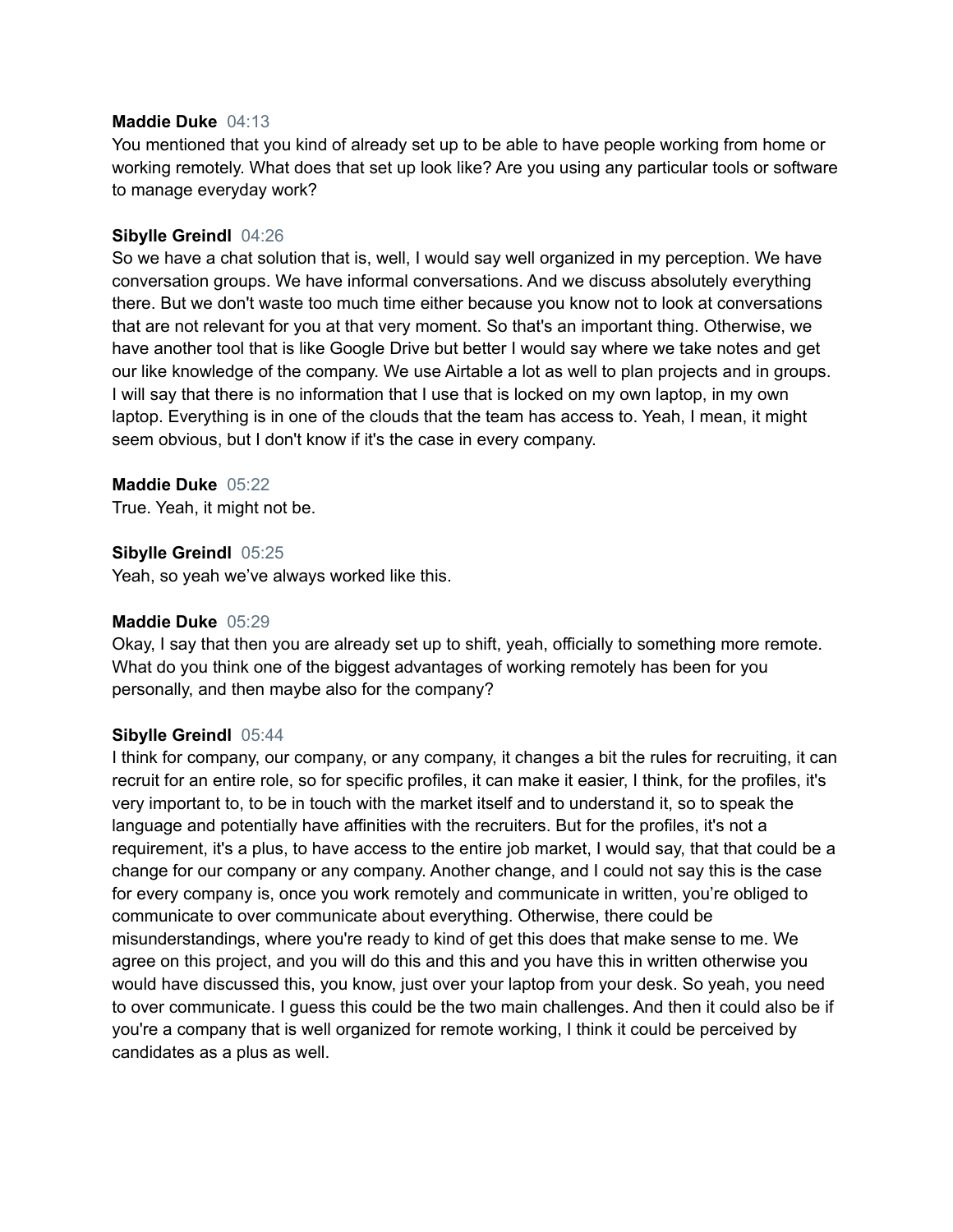**Maddie Duke** 04:13
You mentioned that you kind of already set up to be able to have people working from home or working remotely. What does that set up look like? Are you using any particular tools or software to manage everyday work?

**Sibylle Greindl** 04:26
So we have a chat solution that is, well, I would say well organized in my perception. We have conversation groups. We have informal conversations. And we discuss absolutely everything there. But we don't waste too much time either because you know not to look at conversations that are not relevant for you at that very moment. So that's an important thing. Otherwise, we have another tool that is like Google Drive but better I would say where we take notes and get our like knowledge of the company. We use Airtable a lot as well to plan projects and in groups. I will say that there is no information that I use that is locked on my own laptop, in my own laptop. Everything is in one of the clouds that the team has access to. Yeah, I mean, it might seem obvious, but I don't know if it's the case in every company.

**Maddie Duke** 05:22
True. Yeah, it might not be.

**Sibylle Greindl** 05:25
Yeah, so yeah we've always worked like this.

**Maddie Duke** 05:29
Okay, I say that then you are already set up to shift, yeah, officially to something more remote. What do you think one of the biggest advantages of working remotely has been for you personally, and then maybe also for the company?

**Sibylle Greindl** 05:44
I think for company, our company, or any company, it changes a bit the rules for recruiting, it can recruit for an entire role, so for specific profiles, it can make it easier, I think, for the profiles, it's very important to, to be in touch with the market itself and to understand it, so to speak the language and potentially have affinities with the recruiters. But for the profiles, it's not a requirement, it's a plus, to have access to the entire job market, I would say, that that could be a change for our company or any company. Another change, and I could not say this is the case for every company is, once you work remotely and communicate in written, you're obliged to communicate to over communicate about everything. Otherwise, there could be misunderstandings, where you're ready to kind of get this does that make sense to me. We agree on this project, and you will do this and this and you have this in written otherwise you would have discussed this, you know, just over your laptop from your desk. So yeah, you need to over communicate. I guess this could be the two main challenges. And then it could also be if you're a company that is well organized for remote working, I think it could be perceived by candidates as a plus as well.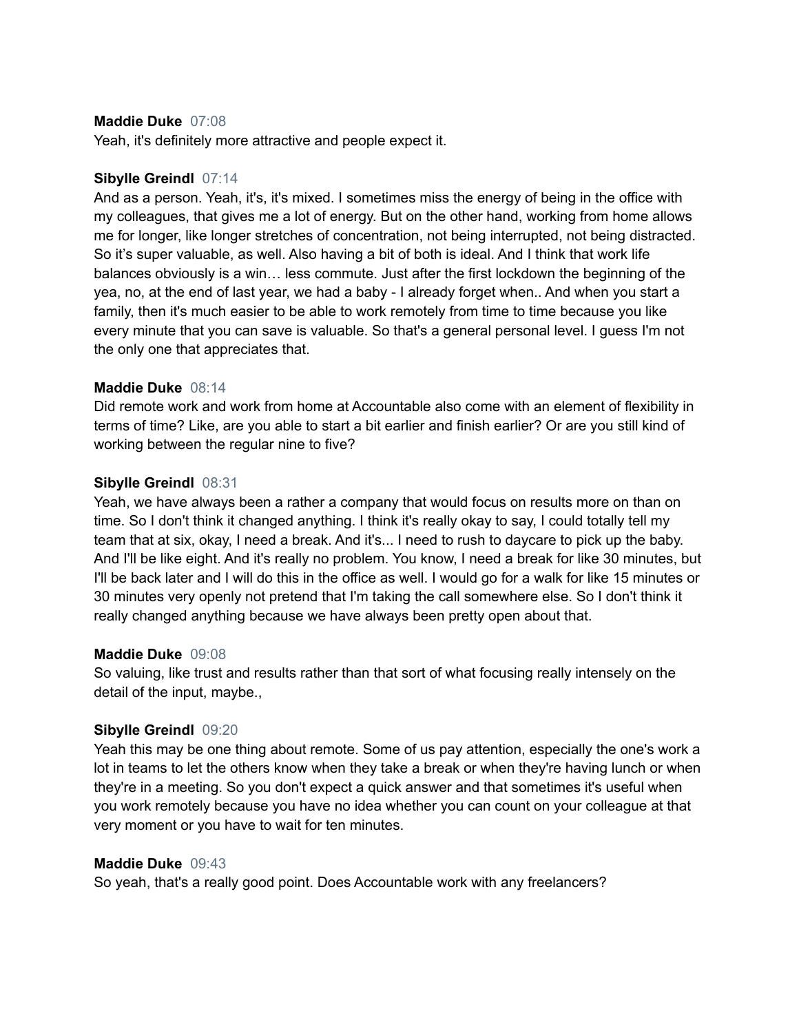**Maddie Duke** 07:08
Yeah, it's definitely more attractive and people expect it.

**Sibylle Greindl** 07:14
And as a person. Yeah, it's, it's mixed. I sometimes miss the energy of being in the office with my colleagues, that gives me a lot of energy. But on the other hand, working from home allows me for longer, like longer stretches of concentration, not being interrupted, not being distracted. So it’s super valuable, as well. Also having a bit of both is ideal. And I think that work life balances obviously is a win… less commute. Just after the first lockdown the beginning of the yea, no, at the end of last year, we had a baby - I already forget when.. And when you start a family, then it's much easier to be able to work remotely from time to time because you like every minute that you can save is valuable. So that's a general personal level. I guess I'm not the only one that appreciates that.

**Maddie Duke** 08:14
Did remote work and work from home at Accountable also come with an element of flexibility in terms of time? Like, are you able to start a bit earlier and finish earlier? Or are you still kind of working between the regular nine to five?

**Sibylle Greindl** 08:31
Yeah, we have always been a rather a company that would focus on results more on than on time. So I don't think it changed anything. I think it's really okay to say, I could totally tell my team that at six, okay, I need a break. And it's... I need to rush to daycare to pick up the baby. And I'll be like eight. And it's really no problem. You know, I need a break for like 30 minutes, but I'll be back later and I will do this in the office as well. I would go for a walk for like 15 minutes or 30 minutes very openly not pretend that I'm taking the call somewhere else. So I don't think it really changed anything because we have always been pretty open about that.

**Maddie Duke** 09:08
So valuing, like trust and results rather than that sort of what focusing really intensely on the detail of the input, maybe.,

**Sibylle Greindl** 09:20
Yeah this may be one thing about remote. Some of us pay attention, especially the one's work a lot in teams to let the others know when they take a break or when they're having lunch or when they're in a meeting. So you don't expect a quick answer and that sometimes it's useful when you work remotely because you have no idea whether you can count on your colleague at that very moment or you have to wait for ten minutes.

**Maddie Duke** 09:43
So yeah, that's a really good point. Does Accountable work with any freelancers?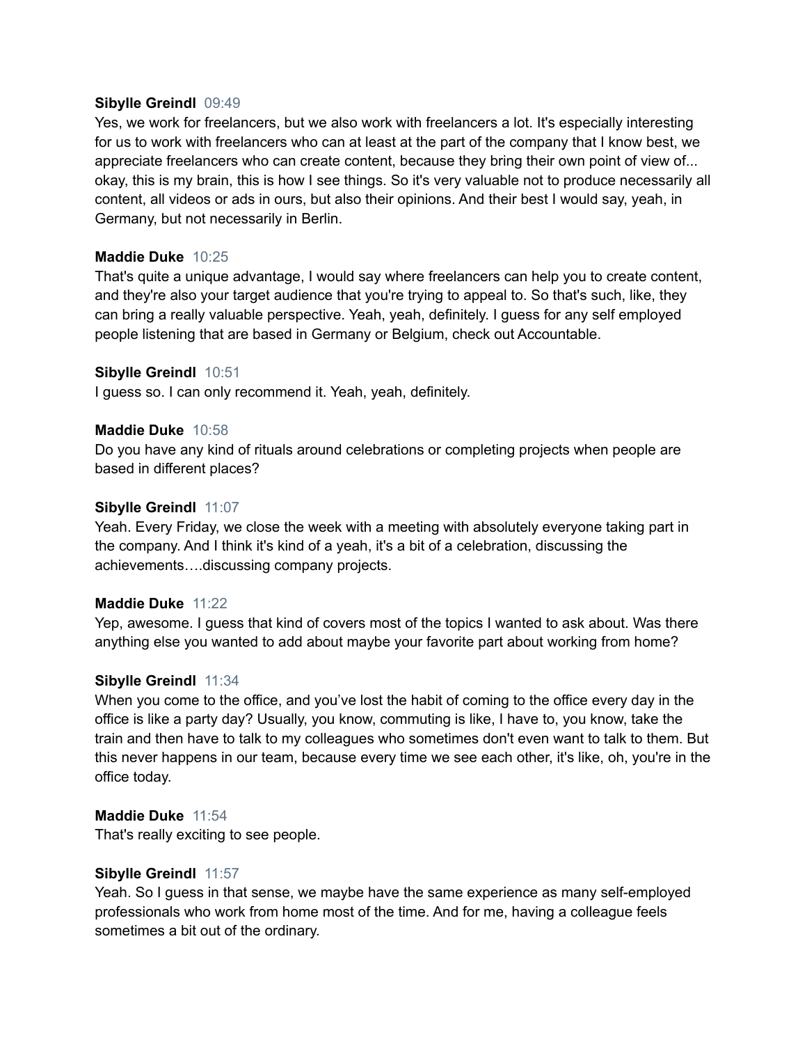**Sibylle Greindl** 09:49
Yes, we work for freelancers, but we also work with freelancers a lot. It's especially interesting for us to work with freelancers who can at least at the part of the company that I know best, we appreciate freelancers who can create content, because they bring their own point of view of... okay, this is my brain, this is how I see things. So it's very valuable not to produce necessarily all content, all videos or ads in ours, but also their opinions. And their best I would say, yeah, in Germany, but not necessarily in Berlin.

**Maddie Duke** 10:25
That's quite a unique advantage, I would say where freelancers can help you to create content, and they're also your target audience that you're trying to appeal to. So that's such, like, they can bring a really valuable perspective. Yeah, yeah, definitely. I guess for any self employed people listening that are based in Germany or Belgium, check out Accountable.

**Sibylle Greindl** 10:51
I guess so. I can only recommend it. Yeah, yeah, definitely.

**Maddie Duke** 10:58
Do you have any kind of rituals around celebrations or completing projects when people are based in different places?

**Sibylle Greindl** 11:07
Yeah. Every Friday, we close the week with a meeting with absolutely everyone taking part in the company. And I think it's kind of a yeah, it's a bit of a celebration, discussing the achievements….discussing company projects.

**Maddie Duke** 11:22
Yep, awesome. I guess that kind of covers most of the topics I wanted to ask about. Was there anything else you wanted to add about maybe your favorite part about working from home?

**Sibylle Greindl** 11:34
When you come to the office, and you've lost the habit of coming to the office every day in the office is like a party day? Usually, you know, commuting is like, I have to, you know, take the train and then have to talk to my colleagues who sometimes don't even want to talk to them. But this never happens in our team, because every time we see each other, it's like, oh, you're in the office today.

**Maddie Duke** 11:54
That's really exciting to see people.

**Sibylle Greindl** 11:57
Yeah. So I guess in that sense, we maybe have the same experience as many self-employed professionals who work from home most of the time. And for me, having a colleague feels sometimes a bit out of the ordinary.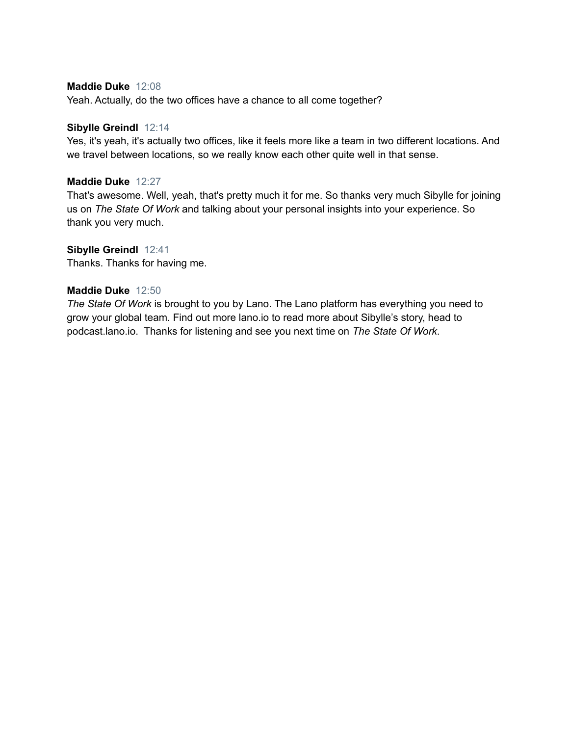**Maddie Duke** 12:08
Yeah. Actually, do the two offices have a chance to all come together?

**Sibylle Greindl** 12:14
Yes, it's yeah, it's actually two offices, like it feels more like a team in two different locations. And we travel between locations, so we really know each other quite well in that sense.

**Maddie Duke** 12:27
That's awesome. Well, yeah, that's pretty much it for me. So thanks very much Sibylle for joining us on *The State Of Work* and talking about your personal insights into your experience. So thank you very much.

**Sibylle Greindl** 12:41
Thanks. Thanks for having me.

**Maddie Duke** 12:50
*The State Of Work* is brought to you by Lano. The Lano platform has everything you need to grow your global team. Find out more lano.io to read more about Sibylle's story, head to podcast.lano.io. Thanks for listening and see you next time on *The State Of Work*.